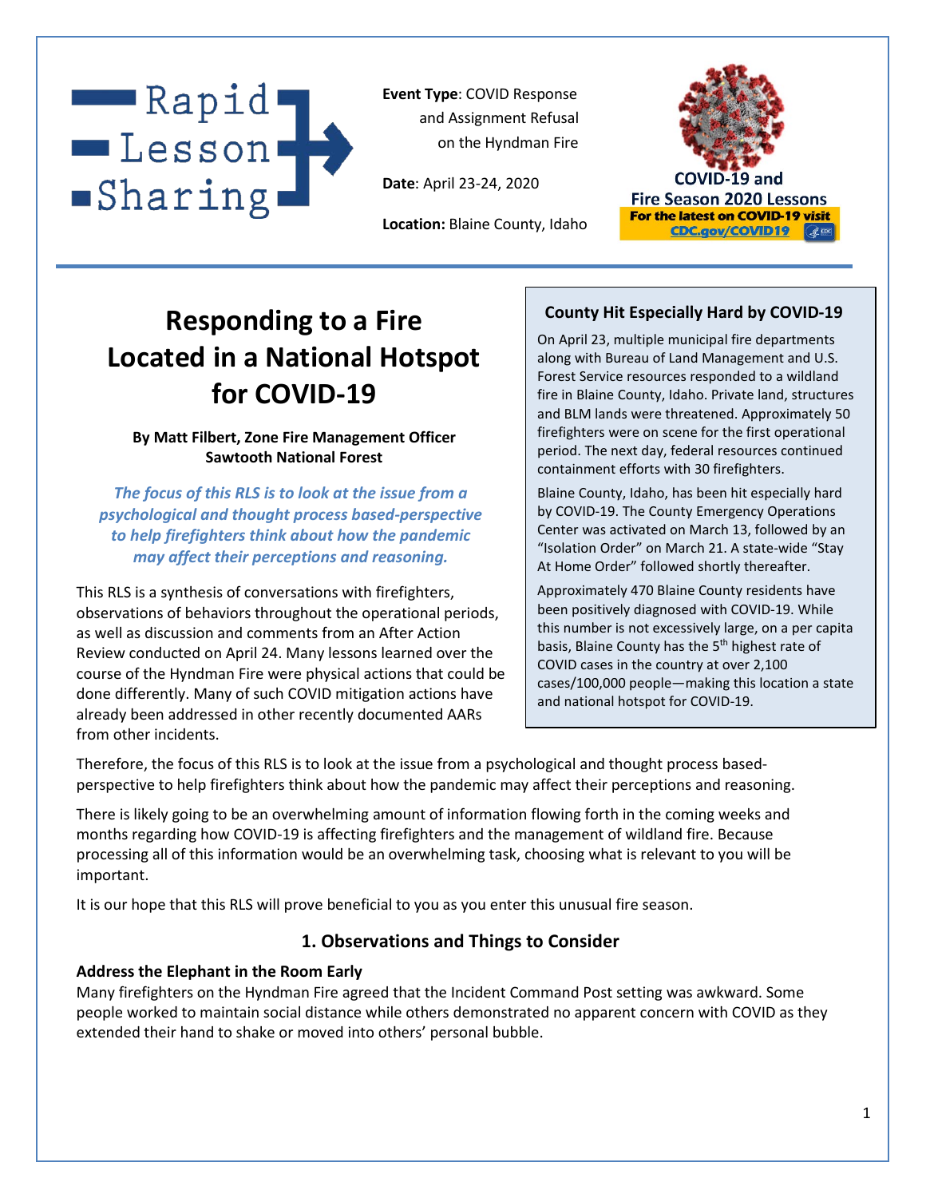Rapid Lesson Sharing

**Event Type**: COVID Response and Assignment Refusal on the Hyndman Fire

**Date**: April 23-24, 2020

**Location:** Blaine County, Idaho

COVID-19 and Fire Season 2020 Lessons

For the latest on COVID-19 visit CDC.gov/COVID19

# Responding to a Fire Located in a National Hotspot for COVID-19

**By Matt Filbert, Zone Fire Management Officer Sawtooth National Forest**

***The focus of this RLS is to look at the issue from a psychological and thought process based-perspective to help firefighters think about how the pandemic may affect their perceptions and reasoning.***

This RLS is a synthesis of conversations with firefighters, observations of behaviors throughout the operational periods, as well as discussion and comments from an After Action Review conducted on April 24. Many lessons learned over the course of the Hyndman Fire were physical actions that could be done differently. Many of such COVID mitigation actions have already been addressed in other recently documented AARs from other incidents.

Therefore, the focus of this RLS is to look at the issue from a psychological and thought process based-perspective to help firefighters think about how the pandemic may affect their perceptions and reasoning.

There is likely going to be an overwhelming amount of information flowing forth in the coming weeks and months regarding how COVID-19 is affecting firefighters and the management of wildland fire. Because processing all of this information would be an overwhelming task, choosing what is relevant to you will be important.

It is our hope that this RLS will prove beneficial to you as you enter this unusual fire season.

### County Hit Especially Hard by COVID-19

On April 23, multiple municipal fire departments along with Bureau of Land Management and U.S. Forest Service resources responded to a wildland fire in Blaine County, Idaho. Private land, structures and BLM lands were threatened. Approximately 50 firefighters were on scene for the first operational period. The next day, federal resources continued containment efforts with 30 firefighters.

Blaine County, Idaho, has been hit especially hard by COVID-19. The County Emergency Operations Center was activated on March 13, followed by an "Isolation Order" on March 21. A state-wide "Stay At Home Order" followed shortly thereafter.

Approximately 470 Blaine County residents have been positively diagnosed with COVID-19. While this number is not excessively large, on a per capita basis, Blaine County has the 5th highest rate of COVID cases in the country at over 2,100 cases/100,000 people—making this location a state and national hotspot for COVID-19.

## 1. Observations and Things to Consider

**Address the Elephant in the Room Early**

Many firefighters on the Hyndman Fire agreed that the Incident Command Post setting was awkward. Some people worked to maintain social distance while others demonstrated no apparent concern with COVID as they extended their hand to shake or moved into others' personal bubble.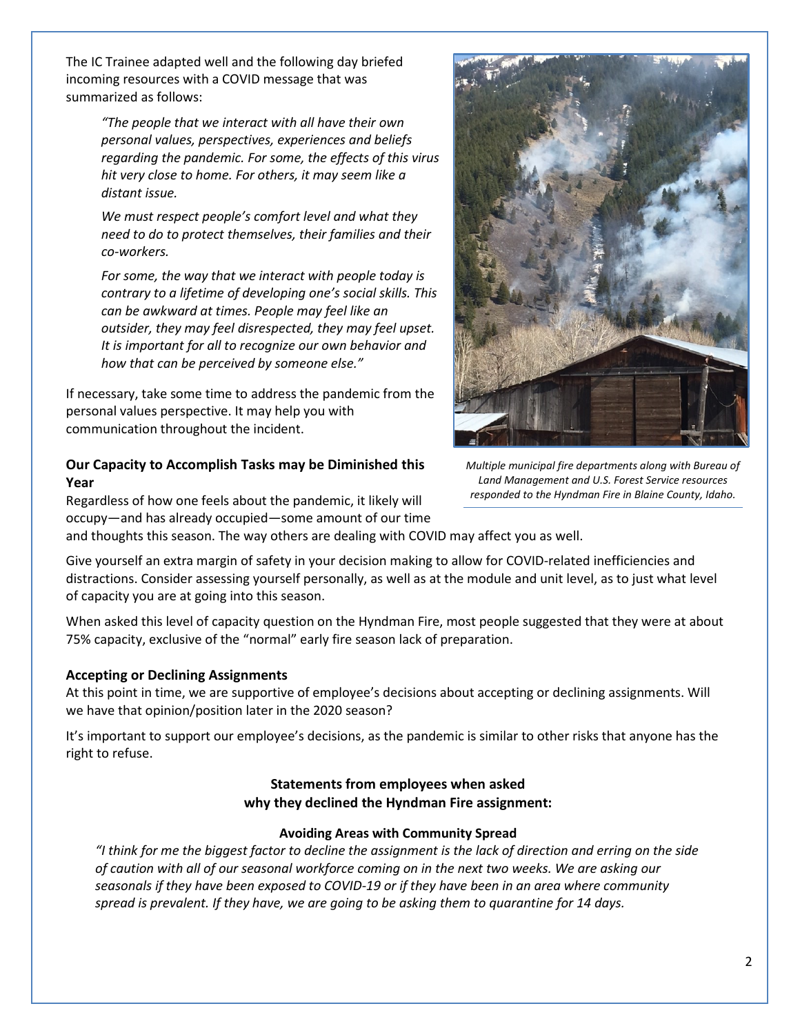The IC Trainee adapted well and the following day briefed incoming resources with a COVID message that was summarized as follows:

> *"The people that we interact with all have their own personal values, perspectives, experiences and beliefs regarding the pandemic. For some, the effects of this virus hit very close to home. For others, it may seem like a distant issue.*
>
> *We must respect people's comfort level and what they need to do to protect themselves, their families and their co-workers.*
>
> *For some, the way that we interact with people today is contrary to a lifetime of developing one's social skills. This can be awkward at times. People may feel like an outsider, they may feel disrespected, they may feel upset. It is important for all to recognize our own behavior and how that can be perceived by someone else."*

If necessary, take some time to address the pandemic from the personal values perspective. It may help you with communication throughout the incident.

*Multiple municipal fire departments along with Bureau of Land Management and U.S. Forest Service resources responded to the Hyndman Fire in Blaine County, Idaho.*

**Our Capacity to Accomplish Tasks may be Diminished this Year**

Regardless of how one feels about the pandemic, it likely will occupy—and has already occupied—some amount of our time and thoughts this season. The way others are dealing with COVID may affect you as well.

Give yourself an extra margin of safety in your decision making to allow for COVID-related inefficiencies and distractions. Consider assessing yourself personally, as well as at the module and unit level, as to just what level of capacity you are at going into this season.

When asked this level of capacity question on the Hyndman Fire, most people suggested that they were at about 75% capacity, exclusive of the "normal" early fire season lack of preparation.

**Accepting or Declining Assignments**

At this point in time, we are supportive of employee's decisions about accepting or declining assignments. Will we have that opinion/position later in the 2020 season?

It's important to support our employee's decisions, as the pandemic is similar to other risks that anyone has the right to refuse.

**Statements from employees when asked why they declined the Hyndman Fire assignment:**

**Avoiding Areas with Community Spread**

*"I think for me the biggest factor to decline the assignment is the lack of direction and erring on the side of caution with all of our seasonal workforce coming on in the next two weeks. We are asking our seasonals if they have been exposed to COVID-19 or if they have been in an area where community spread is prevalent. If they have, we are going to be asking them to quarantine for 14 days.*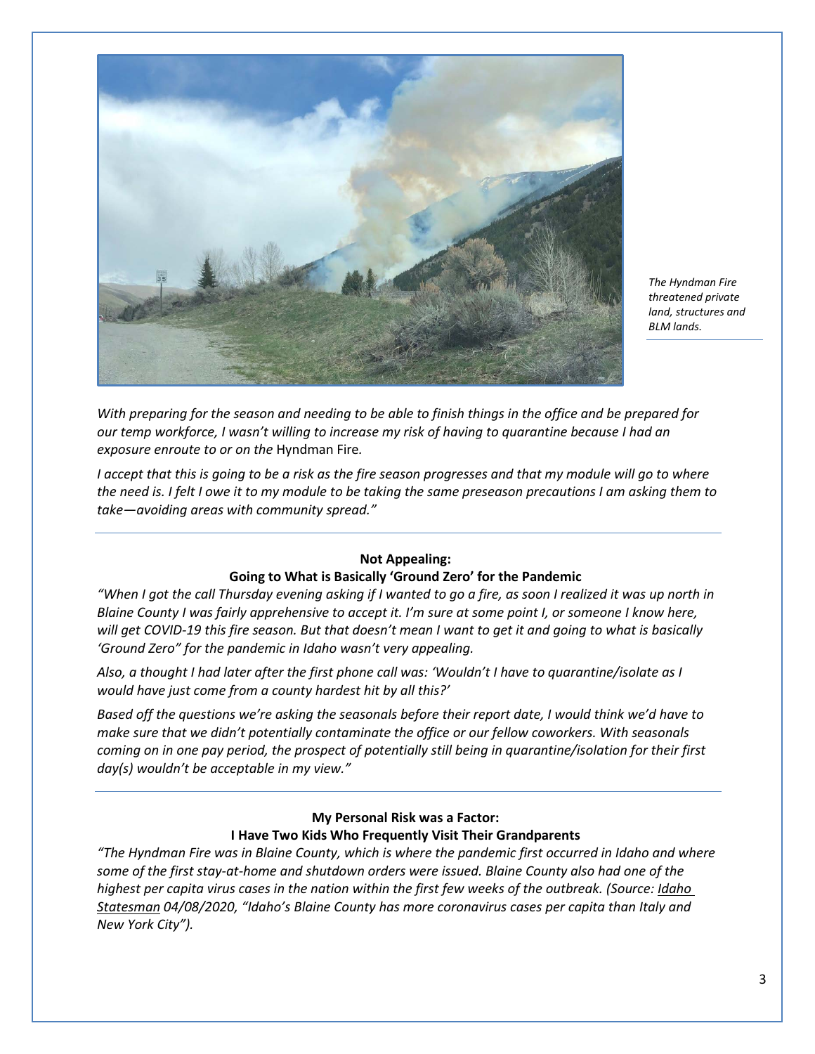*The Hyndman Fire threatened private land, structures and BLM lands.*

*With preparing for the season and needing to be able to finish things in the office and be prepared for our temp workforce, I wasn't willing to increase my risk of having to quarantine because I had an exposure enroute to or on the* Hyndman Fire*.*

*I accept that this is going to be a risk as the fire season progresses and that my module will go to where the need is. I felt I owe it to my module to be taking the same preseason precautions I am asking them to take—avoiding areas with community spread."*

---

**Not Appealing:**
**Going to What is Basically 'Ground Zero' for the Pandemic**

*"When I got the call Thursday evening asking if I wanted to go a fire, as soon I realized it was up north in Blaine County I was fairly apprehensive to accept it. I'm sure at some point I, or someone I know here, will get COVID-19 this fire season. But that doesn't mean I want to get it and going to what is basically 'Ground Zero" for the pandemic in Idaho wasn't very appealing.*

*Also, a thought I had later after the first phone call was: 'Wouldn't I have to quarantine/isolate as I would have just come from a county hardest hit by all this?'*

*Based off the questions we're asking the seasonals before their report date, I would think we'd have to make sure that we didn't potentially contaminate the office or our fellow coworkers. With seasonals coming on in one pay period, the prospect of potentially still being in quarantine/isolation for their first day(s) wouldn't be acceptable in my view."*

---

**My Personal Risk was a Factor:**
**I Have Two Kids Who Frequently Visit Their Grandparents**

*"The Hyndman Fire was in Blaine County, which is where the pandemic first occurred in Idaho and where some of the first stay-at-home and shutdown orders were issued. Blaine County also had one of the highest per capita virus cases in the nation within the first few weeks of the outbreak. (Source: Idaho Statesman 04/08/2020, "Idaho's Blaine County has more coronavirus cases per capita than Italy and New York City").*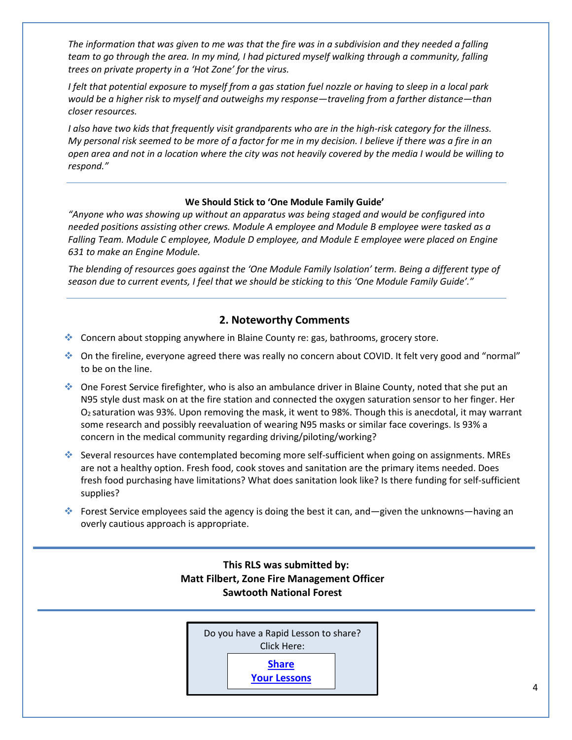*The information that was given to me was that the fire was in a subdivision and they needed a falling team to go through the area. In my mind, I had pictured myself walking through a community, falling trees on private property in a 'Hot Zone' for the virus.*

*I felt that potential exposure to myself from a gas station fuel nozzle or having to sleep in a local park would be a higher risk to myself and outweighs my response—traveling from a farther distance—than closer resources.*

*I also have two kids that frequently visit grandparents who are in the high-risk category for the illness. My personal risk seemed to be more of a factor for me in my decision. I believe if there was a fire in an open area and not in a location where the city was not heavily covered by the media I would be willing to respond."*

---

**We Should Stick to 'One Module Family Guide'**

*"Anyone who was showing up without an apparatus was being staged and would be configured into needed positions assisting other crews. Module A employee and Module B employee were tasked as a Falling Team. Module C employee, Module D employee, and Module E employee were placed on Engine 631 to make an Engine Module.*

*The blending of resources goes against the 'One Module Family Isolation' term. Being a different type of season due to current events, I feel that we should be sticking to this 'One Module Family Guide'."*

---

## 2. Noteworthy Comments

- Concern about stopping anywhere in Blaine County re: gas, bathrooms, grocery store.
- On the fireline, everyone agreed there was really no concern about COVID. It felt very good and "normal" to be on the line.
- One Forest Service firefighter, who is also an ambulance driver in Blaine County, noted that she put an N95 style dust mask on at the fire station and connected the oxygen saturation sensor to her finger. Her $O_2$ saturation was 93%. Upon removing the mask, it went to 98%. Though this is anecdotal, it may warrant some research and possibly reevaluation of wearing N95 masks or similar face coverings. Is 93% a concern in the medical community regarding driving/piloting/working?
- Several resources have contemplated becoming more self-sufficient when going on assignments. MREs are not a healthy option. Fresh food, cook stoves and sanitation are the primary items needed. Does fresh food purchasing have limitations? What does sanitation look like? Is there funding for self-sufficient supplies?
- Forest Service employees said the agency is doing the best it can, and—given the unknowns—having an overly cautious approach is appropriate.

---

**This RLS was submitted by:**
**Matt Filbert, Zone Fire Management Officer**
**Sawtooth National Forest**

---

Do you have a Rapid Lesson to share?
Click Here:

**Share Your Lessons**